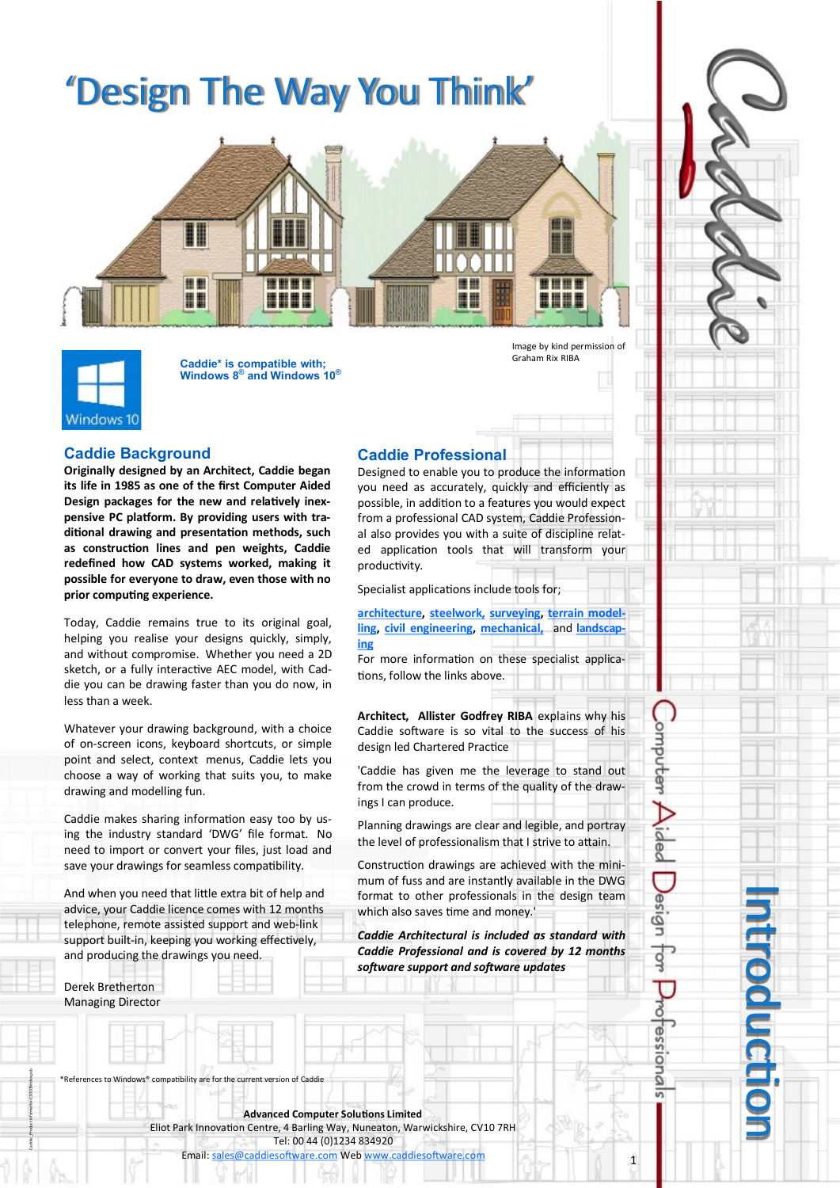# 'Design The Way You Think'

Caddie* is compatible with; Windows 8® and Windows 10®

Image by kind permission of Graham Rix RIBA

## Caddie Background

**Originally designed by an Architect, Caddie began its life in 1985 as one of the first Computer Aided Design packages for the new and relatively inexpensive PC platform. By providing users with traditional drawing and presentation methods, such as construction lines and pen weights, Caddie redefined how CAD systems worked, making it possible for everyone to draw, even those with no prior computing experience.**

Today, Caddie remains true to its original goal, helping you realise your designs quickly, simply, and without compromise. Whether you need a 2D sketch, or a fully interactive AEC model, with Caddie you can be drawing faster than you do now, in less than a week.

Whatever your drawing background, with a choice of on-screen icons, keyboard shortcuts, or simple point and select, context menus, Caddie lets you choose a way of working that suits you, to make drawing and modelling fun.

Caddie makes sharing information easy too by using the industry standard 'DWG' file format. No need to import or convert your files, just load and save your drawings for seamless compatibility.

And when you need that little extra bit of help and advice, your Caddie licence comes with 12 months telephone, remote assisted support and web-link support built-in, keeping you working effectively, and producing the drawings you need.

Derek Bretherton
Managing Director

## Caddie Professional

Designed to enable you to produce the information you need as accurately, quickly and efficiently as possible, in addition to a features you would expect from a professional CAD system, Caddie Professional also provides you with a suite of discipline related application tools that will transform your productivity.

Specialist applications include tools for;

architecture, steelwork, surveying, terrain modelling, civil engineering, mechanical, and landscaping

For more information on these specialist applications, follow the links above.

**Architect, Allister Godfrey RIBA** explains why his Caddie software is so vital to the success of his design led Chartered Practice

'Caddie has given me the leverage to stand out from the crowd in terms of the quality of the drawings I can produce.

Planning drawings are clear and legible, and portray the level of professionalism that I strive to attain.

Construction drawings are achieved with the minimum of fuss and are instantly available in the DWG format to other professionals in the design team which also saves time and money.'

***Caddie Architectural is included as standard with Caddie Professional and is covered by 12 months software support and software updates***

Caddie — Computer Aided Design for Professionals — Introduction

*References to Windows® compatibility are for the current version of Caddie

**Advanced Computer Solutions Limited**
Eliot Park Innovation Centre, 4 Barling Way, Nuneaton, Warwickshire, CV10 7RH
Tel: 00 44 (0)1234 834920
Email: sales@caddiesoftware.com Web www.caddiesoftware.com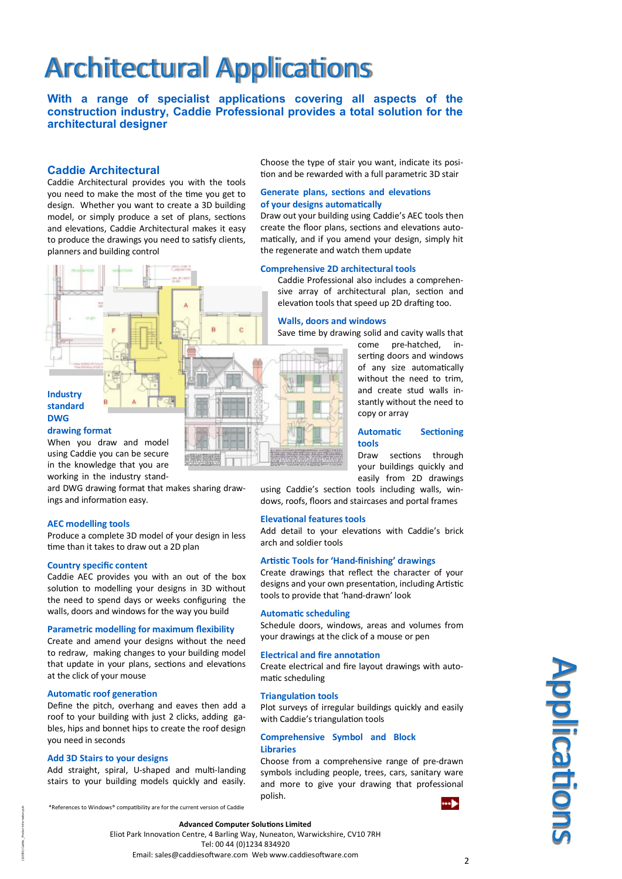# Architectural Applications

**With a range of specialist applications covering all aspects of the construction industry, Caddie Professional provides a total solution for the architectural designer**

## Caddie Architectural

Caddie Architectural provides you with the tools you need to make the most of the time you get to design. Whether you want to create a 3D building model, or simply produce a set of plans, sections and elevations, Caddie Architectural makes it easy to produce the drawings you need to satisfy clients, planners and building control

### Industry standard DWG drawing format

When you draw and model using Caddie you can be secure in the knowledge that you are working in the industry standard DWG drawing format that makes sharing drawings and information easy.

### AEC modelling tools

Produce a complete 3D model of your design in less time than it takes to draw out a 2D plan

### Country specific content

Caddie AEC provides you with an out of the box solution to modelling your designs in 3D without the need to spend days or weeks configuring the walls, doors and windows for the way you build

### Parametric modelling for maximum flexibility

Create and amend your designs without the need to redraw, making changes to your building model that update in your plans, sections and elevations at the click of your mouse

### Automatic roof generation

Define the pitch, overhang and eaves then add a roof to your building with just 2 clicks, adding gables, hips and bonnet hips to create the roof design you need in seconds

### Add 3D Stairs to your designs

Add straight, spiral, U-shaped and multi-landing stairs to your building models quickly and easily. Choose the type of stair you want, indicate its position and be rewarded with a full parametric 3D stair

### Generate plans, sections and elevations of your designs automatically

Draw out your building using Caddie's AEC tools then create the floor plans, sections and elevations automatically, and if you amend your design, simply hit the regenerate and watch them update

### Comprehensive 2D architectural tools

Caddie Professional also includes a comprehensive array of architectural plan, section and elevation tools that speed up 2D drafting too.

### Walls, doors and windows

Save time by drawing solid and cavity walls that come pre-hatched, inserting doors and windows of any size automatically without the need to trim, and create stud walls instantly without the need to copy or array

### Automatic Sectioning tools

Draw sections through your buildings quickly and easily from 2D drawings using Caddie's section tools including walls, windows, roofs, floors and staircases and portal frames

### Elevational features tools

Add detail to your elevations with Caddie's brick arch and soldier tools

### Artistic Tools for 'Hand-finishing' drawings

Create drawings that reflect the character of your designs and your own presentation, including Artistic tools to provide that 'hand-drawn' look

### Automatic scheduling

Schedule doors, windows, areas and volumes from your drawings at the click of a mouse or pen

### Electrical and fire annotation

Create electrical and fire layout drawings with automatic scheduling

### Triangulation tools

Plot surveys of irregular buildings quickly and easily with Caddie's triangulation tools

### Comprehensive Symbol and Block Libraries

Choose from a comprehensive range of pre-drawn symbols including people, trees, cars, sanitary ware and more to give your drawing that professional polish.

*References to Windows® compatibility are for the current version of Caddie

**Advanced Computer Solutions Limited**
Eliot Park Innovation Centre, 4 Barling Way, Nuneaton, Warwickshire, CV10 7RH
Tel: 00 44 (0)1234 834920
Email: sales@caddiesoftware.com Web www.caddiesoftware.com

Applications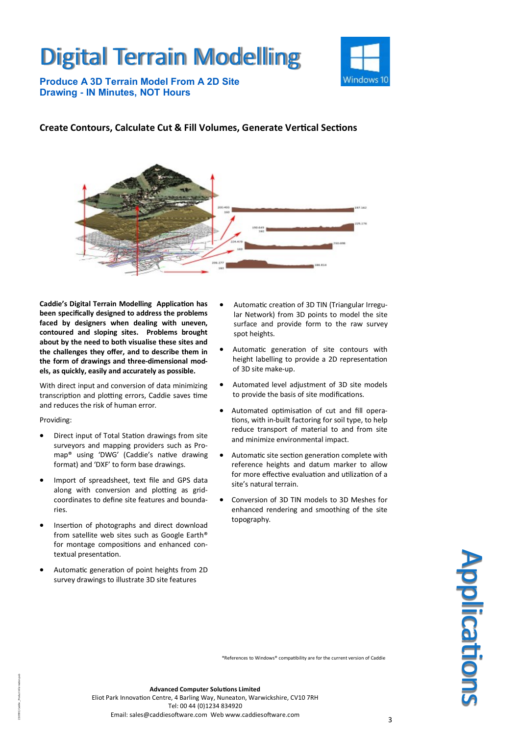# Digital Terrain Modelling

**Produce A 3D Terrain Model From A 2D Site Drawing - IN Minutes, NOT Hours**

## Create Contours, Calculate Cut & Fill Volumes, Generate Vertical Sections

**Caddie's Digital Terrain Modelling Application has been specifically designed to address the problems faced by designers when dealing with uneven, contoured and sloping sites. Problems brought about by the need to both visualise these sites and the challenges they offer, and to describe them in the form of drawings and three-dimensional models, as quickly, easily and accurately as possible.**

With direct input and conversion of data minimizing transcription and plotting errors, Caddie saves time and reduces the risk of human error.

Providing:

- Direct input of Total Station drawings from site surveyors and mapping providers such as Promap® using 'DWG' (Caddie's native drawing format) and 'DXF' to form base drawings.
- Import of spreadsheet, text file and GPS data along with conversion and plotting as grid-coordinates to define site features and boundaries.
- Insertion of photographs and direct download from satellite web sites such as Google Earth® for montage compositions and enhanced contextual presentation.
- Automatic generation of point heights from 2D survey drawings to illustrate 3D site features
- Automatic creation of 3D TIN (Triangular Irregular Network) from 3D points to model the site surface and provide form to the raw survey spot heights.
- Automatic generation of site contours with height labelling to provide a 2D representation of 3D site make-up.
- Automated level adjustment of 3D site models to provide the basis of site modifications.
- Automated optimisation of cut and fill operations, with in-built factoring for soil type, to help reduce transport of material to and from site and minimize environmental impact.
- Automatic site section generation complete with reference heights and datum marker to allow for more effective evaluation and utilization of a site's natural terrain.
- Conversion of 3D TIN models to 3D Meshes for enhanced rendering and smoothing of the site topography.

Applications

*References to Windows® compatibility are for the current version of Caddie

**Advanced Computer Solutions Limited**
Eliot Park Innovation Centre, 4 Barling Way, Nuneaton, Warwickshire, CV10 7RH
Tel: 00 44 (0)1234 834920
Email: sales@caddiesoftware.com Web www.caddiesoftware.com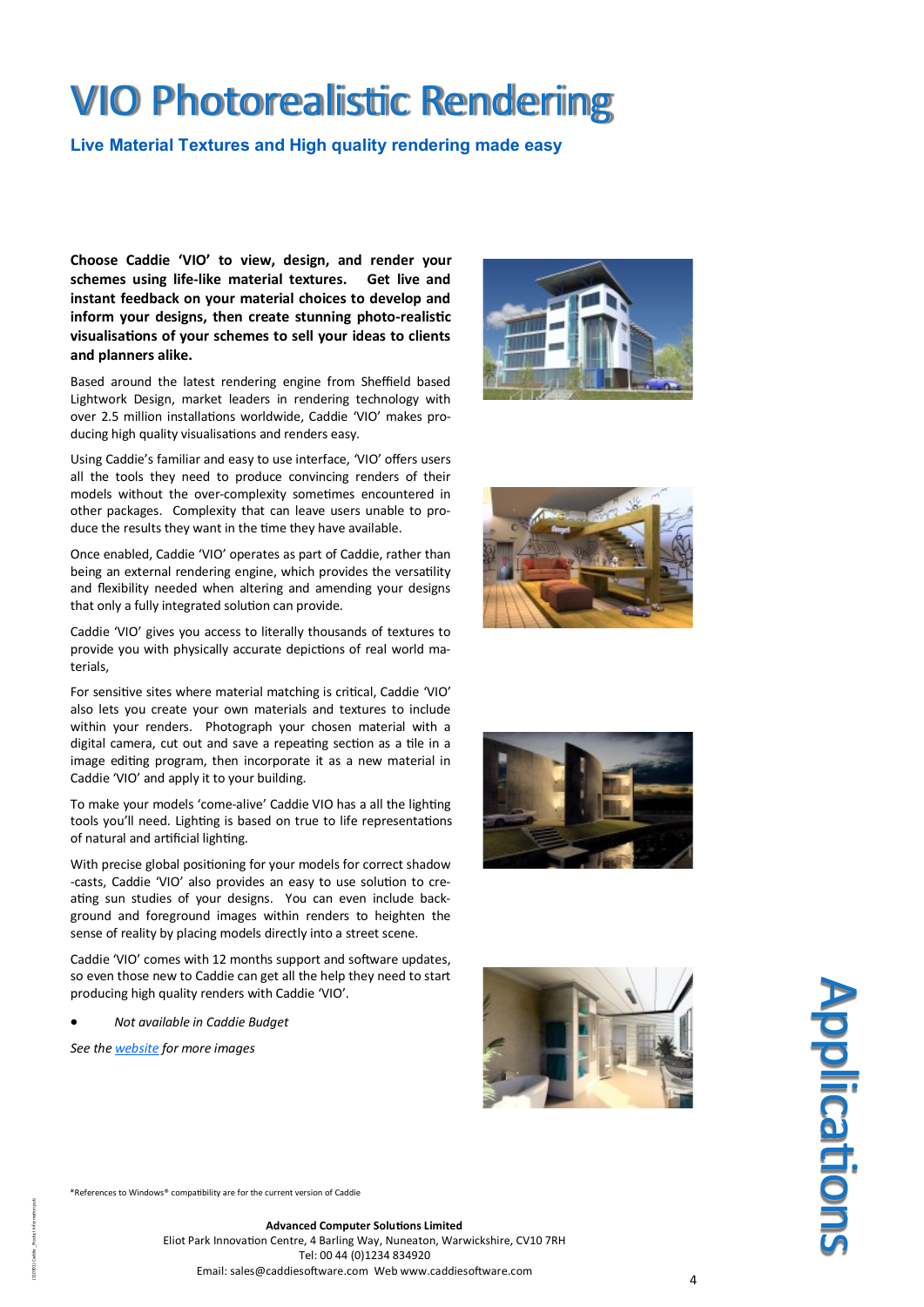# VIO Photorealistic Rendering

**Live Material Textures and High quality rendering made easy**

**Choose Caddie 'VIO' to view, design, and render your schemes using life-like material textures. Get live and instant feedback on your material choices to develop and inform your designs, then create stunning photo-realistic visualisations of your schemes to sell your ideas to clients and planners alike.**

Based around the latest rendering engine from Sheffield based Lightwork Design, market leaders in rendering technology with over 2.5 million installations worldwide, Caddie 'VIO' makes producing high quality visualisations and renders easy.

Using Caddie's familiar and easy to use interface, 'VIO' offers users all the tools they need to produce convincing renders of their models without the over-complexity sometimes encountered in other packages. Complexity that can leave users unable to produce the results they want in the time they have available.

Once enabled, Caddie 'VIO' operates as part of Caddie, rather than being an external rendering engine, which provides the versatility and flexibility needed when altering and amending your designs that only a fully integrated solution can provide.

Caddie 'VIO' gives you access to literally thousands of textures to provide you with physically accurate depictions of real world materials,

For sensitive sites where material matching is critical, Caddie 'VIO' also lets you create your own materials and textures to include within your renders. Photograph your chosen material with a digital camera, cut out and save a repeating section as a tile in a image editing program, then incorporate it as a new material in Caddie 'VIO' and apply it to your building.

To make your models 'come-alive' Caddie VIO has a all the lighting tools you'll need. Lighting is based on true to life representations of natural and artificial lighting.

With precise global positioning for your models for correct shadow-casts, Caddie 'VIO' also provides an easy to use solution to creating sun studies of your designs. You can even include background and foreground images within renders to heighten the sense of reality by placing models directly into a street scene.

Caddie 'VIO' comes with 12 months support and software updates, so even those new to Caddie can get all the help they need to start producing high quality renders with Caddie 'VIO'.

- *Not available in Caddie Budget*

*See the website for more images*

Applications

*References to Windows® compatibility are for the current version of Caddie

**Advanced Computer Solutions Limited**
Eliot Park Innovation Centre, 4 Barling Way, Nuneaton, Warwickshire, CV10 7RH
Tel: 00 44 (0)1234 834920
Email: sales@caddiesoftware.com Web www.caddiesoftware.com